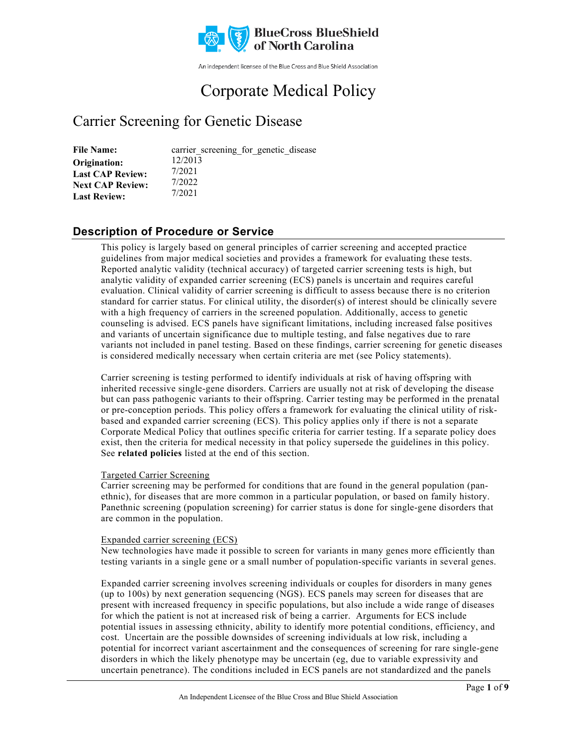BlueCross BlueShield of North Carolina

An independent licensee of the Blue Cross and Blue Shield Association

# Corporate Medical Policy

## Carrier Screening for Genetic Disease

| | |
|---|---|
| **File Name:** | carrier_screening_for_genetic_disease |
| **Origination:** | 12/2013 |
| **Last CAP Review:** | 7/2021 |
| **Next CAP Review:** | 7/2022 |
| **Last Review:** | 7/2021 |

## Description of Procedure or Service

This policy is largely based on general principles of carrier screening and accepted practice guidelines from major medical societies and provides a framework for evaluating these tests. Reported analytic validity (technical accuracy) of targeted carrier screening tests is high, but analytic validity of expanded carrier screening (ECS) panels is uncertain and requires careful evaluation. Clinical validity of carrier screening is difficult to assess because there is no criterion standard for carrier status. For clinical utility, the disorder(s) of interest should be clinically severe with a high frequency of carriers in the screened population. Additionally, access to genetic counseling is advised. ECS panels have significant limitations, including increased false positives and variants of uncertain significance due to multiple testing, and false negatives due to rare variants not included in panel testing. Based on these findings, carrier screening for genetic diseases is considered medically necessary when certain criteria are met (see Policy statements).

Carrier screening is testing performed to identify individuals at risk of having offspring with inherited recessive single-gene disorders. Carriers are usually not at risk of developing the disease but can pass pathogenic variants to their offspring. Carrier testing may be performed in the prenatal or pre-conception periods. This policy offers a framework for evaluating the clinical utility of risk-based and expanded carrier screening (ECS). This policy applies only if there is not a separate Corporate Medical Policy that outlines specific criteria for carrier testing. If a separate policy does exist, then the criteria for medical necessity in that policy supersede the guidelines in this policy. See **related policies** listed at the end of this section.

<u>Targeted Carrier Screening</u>
Carrier screening may be performed for conditions that are found in the general population (pan-ethnic), for diseases that are more common in a particular population, or based on family history. Panethnic screening (population screening) for carrier status is done for single-gene disorders that are common in the population.

<u>Expanded carrier screening (ECS)</u>
New technologies have made it possible to screen for variants in many genes more efficiently than testing variants in a single gene or a small number of population-specific variants in several genes.

Expanded carrier screening involves screening individuals or couples for disorders in many genes (up to 100s) by next generation sequencing (NGS). ECS panels may screen for diseases that are present with increased frequency in specific populations, but also include a wide range of diseases for which the patient is not at increased risk of being a carrier. Arguments for ECS include potential issues in assessing ethnicity, ability to identify more potential conditions, efficiency, and cost. Uncertain are the possible downsides of screening individuals at low risk, including a potential for incorrect variant ascertainment and the consequences of screening for rare single-gene disorders in which the likely phenotype may be uncertain (eg, due to variable expressivity and uncertain penetrance). The conditions included in ECS panels are not standardized and the panels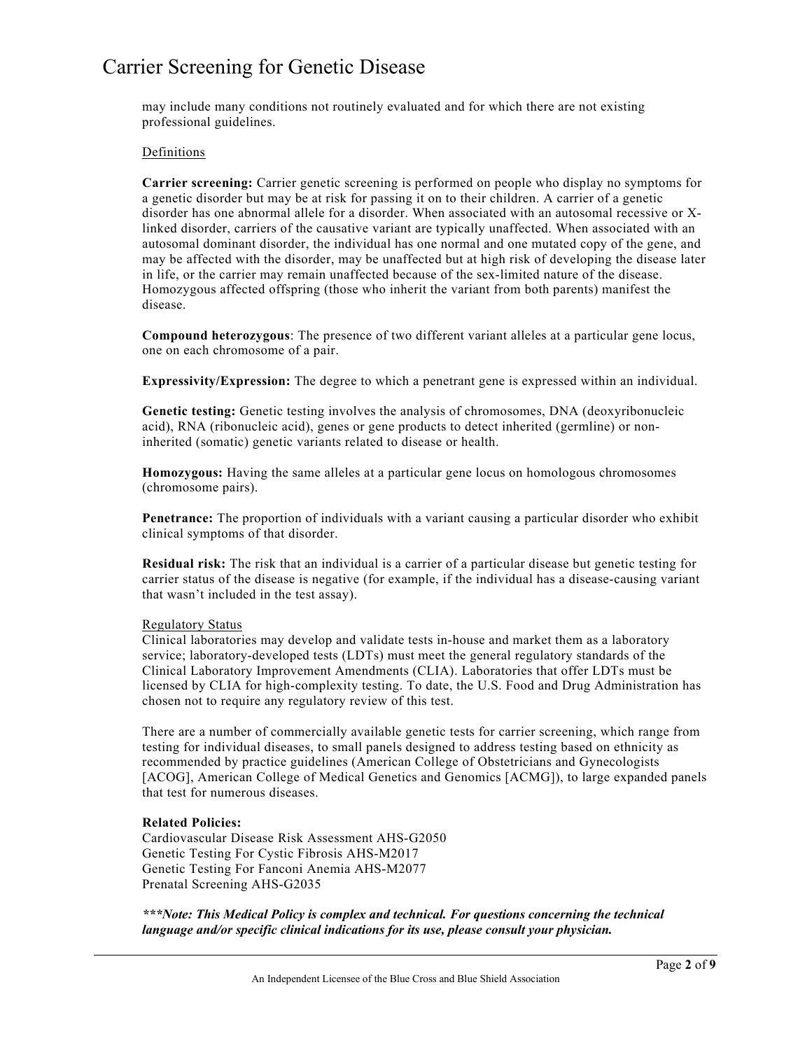may include many conditions not routinely evaluated and for which there are not existing professional guidelines.

Definitions

**Carrier screening:** Carrier genetic screening is performed on people who display no symptoms for a genetic disorder but may be at risk for passing it on to their children. A carrier of a genetic disorder has one abnormal allele for a disorder. When associated with an autosomal recessive or X-linked disorder, carriers of the causative variant are typically unaffected. When associated with an autosomal dominant disorder, the individual has one normal and one mutated copy of the gene, and may be affected with the disorder, may be unaffected but at high risk of developing the disease later in life, or the carrier may remain unaffected because of the sex-limited nature of the disease. Homozygous affected offspring (those who inherit the variant from both parents) manifest the disease.

**Compound heterozygous**: The presence of two different variant alleles at a particular gene locus, one on each chromosome of a pair.

**Expressivity/Expression:** The degree to which a penetrant gene is expressed within an individual.

**Genetic testing:** Genetic testing involves the analysis of chromosomes, DNA (deoxyribonucleic acid), RNA (ribonucleic acid), genes or gene products to detect inherited (germline) or non-inherited (somatic) genetic variants related to disease or health.

**Homozygous:** Having the same alleles at a particular gene locus on homologous chromosomes (chromosome pairs).

**Penetrance:** The proportion of individuals with a variant causing a particular disorder who exhibit clinical symptoms of that disorder.

**Residual risk:** The risk that an individual is a carrier of a particular disease but genetic testing for carrier status of the disease is negative (for example, if the individual has a disease-causing variant that wasn't included in the test assay).

Regulatory Status

Clinical laboratories may develop and validate tests in-house and market them as a laboratory service; laboratory-developed tests (LDTs) must meet the general regulatory standards of the Clinical Laboratory Improvement Amendments (CLIA). Laboratories that offer LDTs must be licensed by CLIA for high-complexity testing. To date, the U.S. Food and Drug Administration has chosen not to require any regulatory review of this test.

There are a number of commercially available genetic tests for carrier screening, which range from testing for individual diseases, to small panels designed to address testing based on ethnicity as recommended by practice guidelines (American College of Obstetricians and Gynecologists [ACOG], American College of Medical Genetics and Genomics [ACMG]), to large expanded panels that test for numerous diseases.

**Related Policies:**
Cardiovascular Disease Risk Assessment AHS-G2050
Genetic Testing For Cystic Fibrosis AHS-M2017
Genetic Testing For Fanconi Anemia AHS-M2077
Prenatal Screening AHS-G2035

***\*\*\*Note: This Medical Policy is complex and technical. For questions concerning the technical language and/or specific clinical indications for its use, please consult your physician.***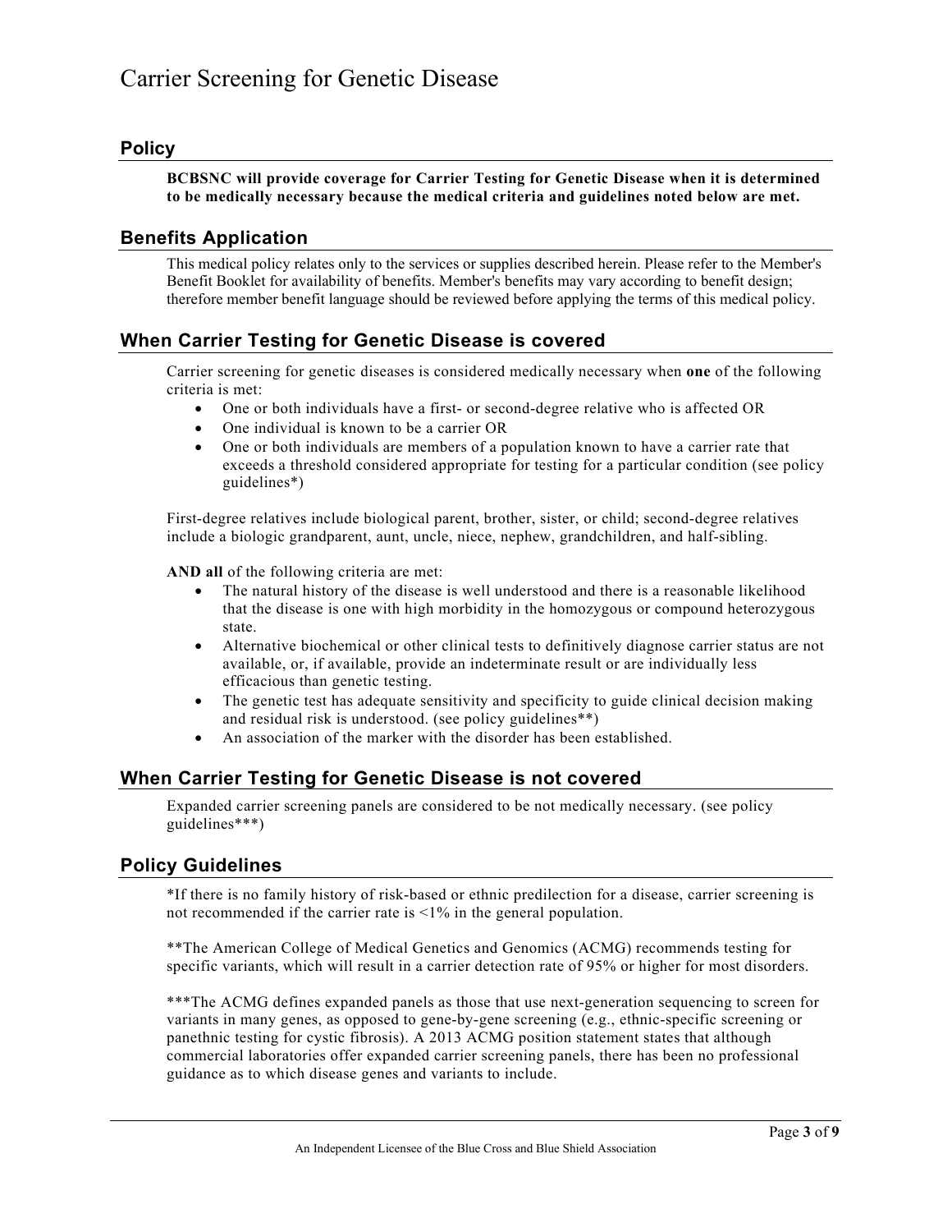# Carrier Screening for Genetic Disease

## Policy

**BCBSNC will provide coverage for Carrier Testing for Genetic Disease when it is determined to be medically necessary because the medical criteria and guidelines noted below are met.**

## Benefits Application

This medical policy relates only to the services or supplies described herein. Please refer to the Member's Benefit Booklet for availability of benefits. Member's benefits may vary according to benefit design; therefore member benefit language should be reviewed before applying the terms of this medical policy.

## When Carrier Testing for Genetic Disease is covered

Carrier screening for genetic diseases is considered medically necessary when **one** of the following criteria is met:

- One or both individuals have a first- or second-degree relative who is affected OR
- One individual is known to be a carrier OR
- One or both individuals are members of a population known to have a carrier rate that exceeds a threshold considered appropriate for testing for a particular condition (see policy guidelines*)

First-degree relatives include biological parent, brother, sister, or child; second-degree relatives include a biologic grandparent, aunt, uncle, niece, nephew, grandchildren, and half-sibling.

**AND all** of the following criteria are met:

- The natural history of the disease is well understood and there is a reasonable likelihood that the disease is one with high morbidity in the homozygous or compound heterozygous state.
- Alternative biochemical or other clinical tests to definitively diagnose carrier status are not available, or, if available, provide an indeterminate result or are individually less efficacious than genetic testing.
- The genetic test has adequate sensitivity and specificity to guide clinical decision making and residual risk is understood. (see policy guidelines**)
- An association of the marker with the disorder has been established.

## When Carrier Testing for Genetic Disease is not covered

Expanded carrier screening panels are considered to be not medically necessary. (see policy guidelines***)

## Policy Guidelines

*If there is no family history of risk-based or ethnic predilection for a disease, carrier screening is not recommended if the carrier rate is <1% in the general population.

**The American College of Medical Genetics and Genomics (ACMG) recommends testing for specific variants, which will result in a carrier detection rate of 95% or higher for most disorders.

***The ACMG defines expanded panels as those that use next-generation sequencing to screen for variants in many genes, as opposed to gene-by-gene screening (e.g., ethnic-specific screening or panethnic testing for cystic fibrosis). A 2013 ACMG position statement states that although commercial laboratories offer expanded carrier screening panels, there has been no professional guidance as to which disease genes and variants to include.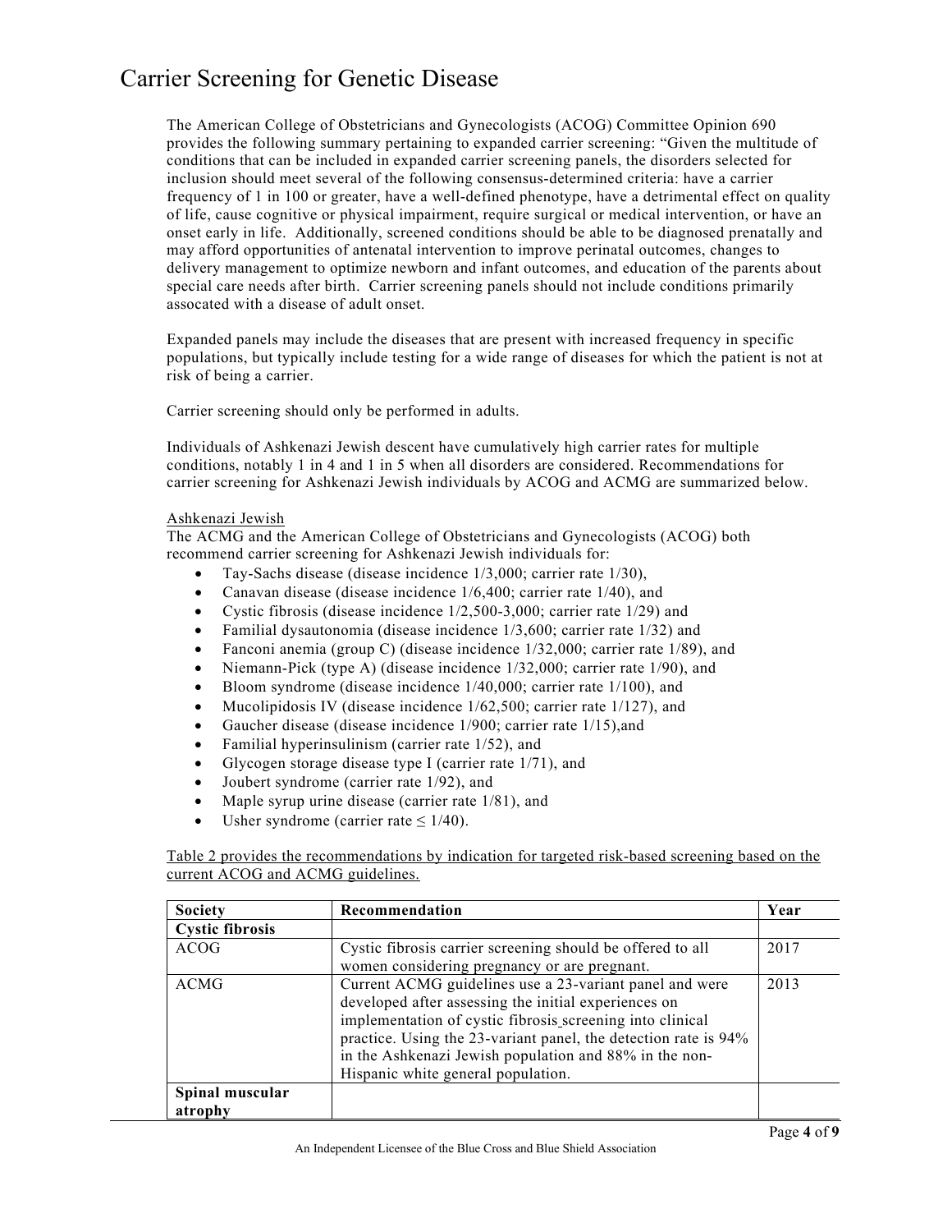The American College of Obstetricians and Gynecologists (ACOG) Committee Opinion 690 provides the following summary pertaining to expanded carrier screening: "Given the multitude of conditions that can be included in expanded carrier screening panels, the disorders selected for inclusion should meet several of the following consensus-determined criteria: have a carrier frequency of 1 in 100 or greater, have a well-defined phenotype, have a detrimental effect on quality of life, cause cognitive or physical impairment, require surgical or medical intervention, or have an onset early in life. Additionally, screened conditions should be able to be diagnosed prenatally and may afford opportunities of antenatal intervention to improve perinatal outcomes, changes to delivery management to optimize newborn and infant outcomes, and education of the parents about special care needs after birth. Carrier screening panels should not include conditions primarily assocated with a disease of adult onset.

Expanded panels may include the diseases that are present with increased frequency in specific populations, but typically include testing for a wide range of diseases for which the patient is not at risk of being a carrier.

Carrier screening should only be performed in adults.

Individuals of Ashkenazi Jewish descent have cumulatively high carrier rates for multiple conditions, notably 1 in 4 and 1 in 5 when all disorders are considered. Recommendations for carrier screening for Ashkenazi Jewish individuals by ACOG and ACMG are summarized below.

<u>Ashkenazi Jewish</u>

The ACMG and the American College of Obstetricians and Gynecologists (ACOG) both recommend carrier screening for Ashkenazi Jewish individuals for:

- Tay-Sachs disease (disease incidence 1/3,000; carrier rate 1/30),
- Canavan disease (disease incidence 1/6,400; carrier rate 1/40), and
- Cystic fibrosis (disease incidence 1/2,500-3,000; carrier rate 1/29) and
- Familial dysautonomia (disease incidence 1/3,600; carrier rate 1/32) and
- Fanconi anemia (group C) (disease incidence 1/32,000; carrier rate 1/89), and
- Niemann-Pick (type A) (disease incidence 1/32,000; carrier rate 1/90), and
- Bloom syndrome (disease incidence 1/40,000; carrier rate 1/100), and
- Mucolipidosis IV (disease incidence 1/62,500; carrier rate 1/127), and
- Gaucher disease (disease incidence 1/900; carrier rate 1/15),and
- Familial hyperinsulinism (carrier rate 1/52), and
- Glycogen storage disease type I (carrier rate 1/71), and
- Joubert syndrome (carrier rate 1/92), and
- Maple syrup urine disease (carrier rate 1/81), and
- Usher syndrome (carrier rate ≤ 1/40).

<u>Table 2 provides the recommendations by indication for targeted risk-based screening based on the current ACOG and ACMG guidelines.</u>

| Society | Recommendation | Year |
|---|---|---|
| **Cystic fibrosis** | | |
| ACOG | Cystic fibrosis carrier screening should be offered to all women considering pregnancy or are pregnant. | 2017 |
| ACMG | Current ACMG guidelines use a 23-variant panel and were developed after assessing the initial experiences on implementation of cystic fibrosis screening into clinical practice. Using the 23-variant panel, the detection rate is 94% in the Ashkenazi Jewish population and 88% in the non-Hispanic white general population. | 2013 |
| **Spinal muscular atrophy** | | |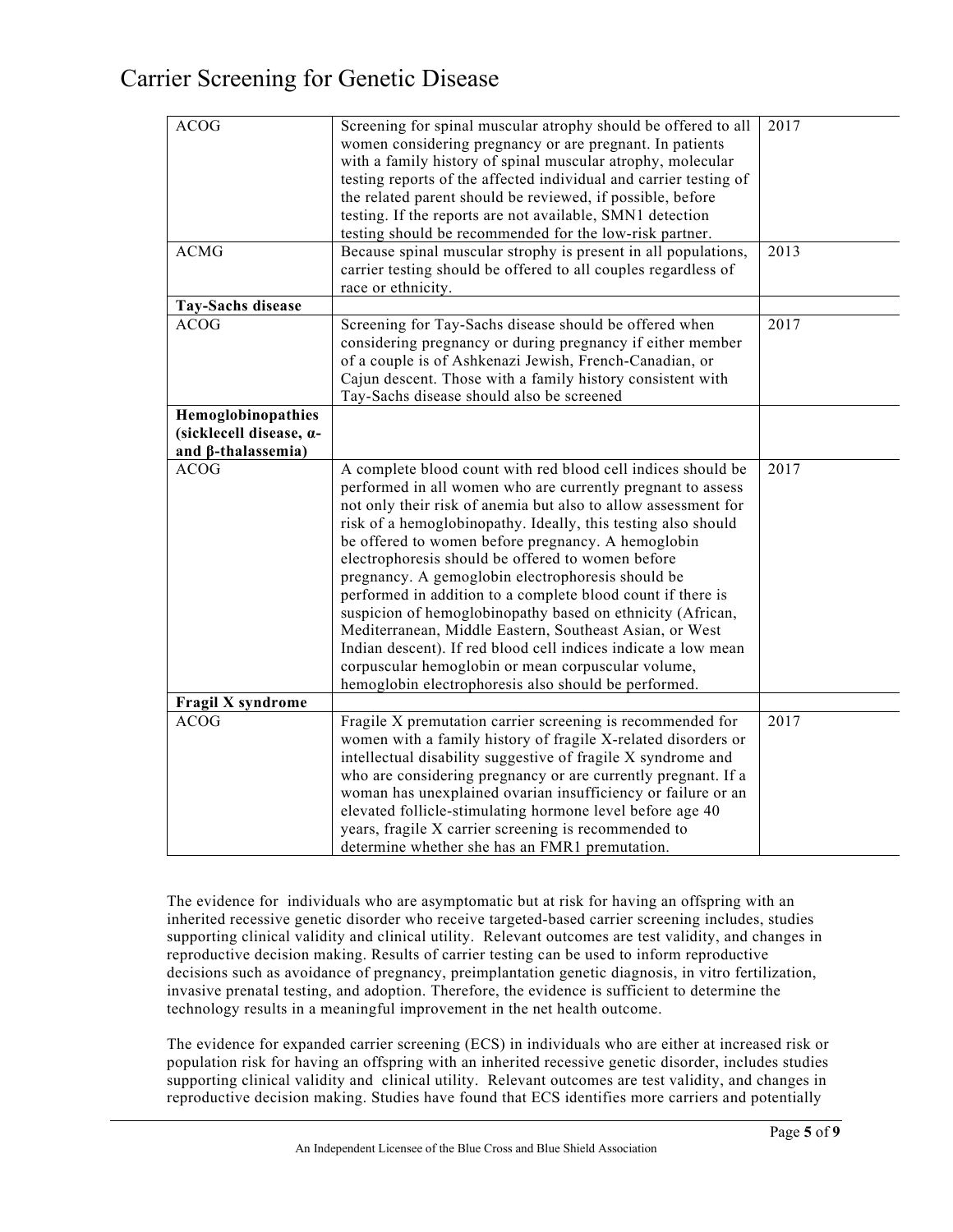| | | |
|---|---|---|
| ACOG | Screening for spinal muscular atrophy should be offered to all women considering pregnancy or are pregnant. In patients with a family history of spinal muscular atrophy, molecular testing reports of the affected individual and carrier testing of the related parent should be reviewed, if possible, before testing. If the reports are not available, SMN1 detection testing should be recommended for the low-risk partner. | 2017 |
| ACMG | Because spinal muscular strophy is present in all populations, carrier testing should be offered to all couples regardless of race or ethnicity. | 2013 |
| **Tay-Sachs disease** | | |
| ACOG | Screening for Tay-Sachs disease should be offered when considering pregnancy or during pregnancy if either member of a couple is of Ashkenazi Jewish, French-Canadian, or Cajun descent. Those with a family history consistent with Tay-Sachs disease should also be screened | 2017 |
| **Hemoglobinopathies (sicklecell disease, α- and β-thalassemia)** | | |
| ACOG | A complete blood count with red blood cell indices should be performed in all women who are currently pregnant to assess not only their risk of anemia but also to allow assessment for risk of a hemoglobinopathy. Ideally, this testing also should be offered to women before pregnancy. A hemoglobin electrophoresis should be offered to women before pregnancy. A gemoglobin electrophoresis should be performed in addition to a complete blood count if there is suspicion of hemoglobinopathy based on ethnicity (African, Mediterranean, Middle Eastern, Southeast Asian, or West Indian descent). If red blood cell indices indicate a low mean corpuscular hemoglobin or mean corpuscular volume, hemoglobin electrophoresis also should be performed. | 2017 |
| **Fragil X syndrome** | | |
| ACOG | Fragile X premutation carrier screening is recommended for women with a family history of fragile X-related disorders or intellectual disability suggestive of fragile X syndrome and who are considering pregnancy or are currently pregnant. If a woman has unexplained ovarian insufficiency or failure or an elevated follicle-stimulating hormone level before age 40 years, fragile X carrier screening is recommended to determine whether she has an FMR1 premutation. | 2017 |

The evidence for individuals who are asymptomatic but at risk for having an offspring with an inherited recessive genetic disorder who receive targeted-based carrier screening includes, studies supporting clinical validity and clinical utility. Relevant outcomes are test validity, and changes in reproductive decision making. Results of carrier testing can be used to inform reproductive decisions such as avoidance of pregnancy, preimplantation genetic diagnosis, in vitro fertilization, invasive prenatal testing, and adoption. Therefore, the evidence is sufficient to determine the technology results in a meaningful improvement in the net health outcome.

The evidence for expanded carrier screening (ECS) in individuals who are either at increased risk or population risk for having an offspring with an inherited recessive genetic disorder, includes studies supporting clinical validity and clinical utility. Relevant outcomes are test validity, and changes in reproductive decision making. Studies have found that ECS identifies more carriers and potentially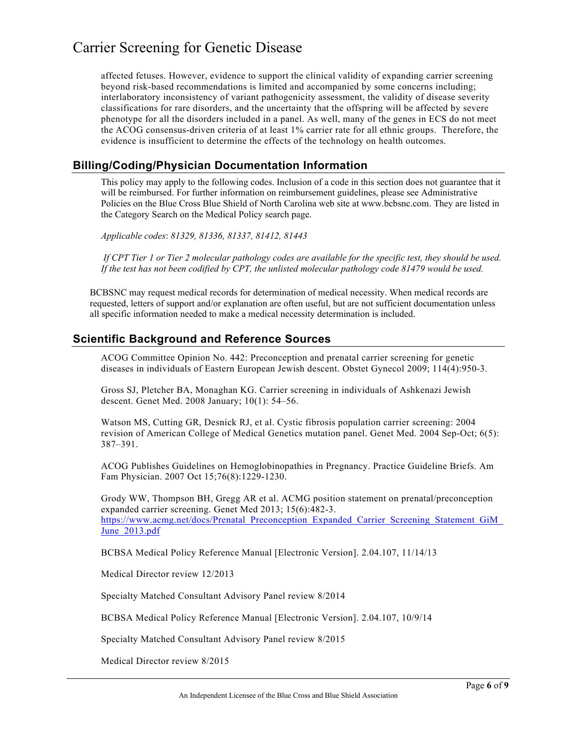affected fetuses. However, evidence to support the clinical validity of expanding carrier screening beyond risk-based recommendations is limited and accompanied by some concerns including; interlaboratory inconsistency of variant pathogenicity assessment, the validity of disease severity classifications for rare disorders, and the uncertainty that the offspring will be affected by severe phenotype for all the disorders included in a panel. As well, many of the genes in ECS do not meet the ACOG consensus-driven criteria of at least 1% carrier rate for all ethnic groups. Therefore, the evidence is insufficient to determine the effects of the technology on health outcomes.

## Billing/Coding/Physician Documentation Information

This policy may apply to the following codes. Inclusion of a code in this section does not guarantee that it will be reimbursed. For further information on reimbursement guidelines, please see Administrative Policies on the Blue Cross Blue Shield of North Carolina web site at www.bcbsnc.com. They are listed in the Category Search on the Medical Policy search page.

*Applicable codes*: *81329, 81336, 81337, 81412, 81443*

*If CPT Tier 1 or Tier 2 molecular pathology codes are available for the specific test, they should be used. If the test has not been codified by CPT, the unlisted molecular pathology code 81479 would be used.*

BCBSNC may request medical records for determination of medical necessity. When medical records are requested, letters of support and/or explanation are often useful, but are not sufficient documentation unless all specific information needed to make a medical necessity determination is included.

## Scientific Background and Reference Sources

ACOG Committee Opinion No. 442: Preconception and prenatal carrier screening for genetic diseases in individuals of Eastern European Jewish descent. Obstet Gynecol 2009; 114(4):950-3.

Gross SJ, Pletcher BA, Monaghan KG. Carrier screening in individuals of Ashkenazi Jewish descent. Genet Med. 2008 January; 10(1): 54–56.

Watson MS, Cutting GR, Desnick RJ, et al. Cystic fibrosis population carrier screening: 2004 revision of American College of Medical Genetics mutation panel. Genet Med. 2004 Sep-Oct; 6(5): 387–391.

ACOG Publishes Guidelines on Hemoglobinopathies in Pregnancy. Practice Guideline Briefs. Am Fam Physician. 2007 Oct 15;76(8):1229-1230.

Grody WW, Thompson BH, Gregg AR et al. ACMG position statement on prenatal/preconception expanded carrier screening. Genet Med 2013; 15(6):482-3. https://www.acmg.net/docs/Prenatal_Preconception_Expanded_Carrier_Screening_Statement_GiM_June_2013.pdf

BCBSA Medical Policy Reference Manual [Electronic Version]. 2.04.107, 11/14/13

Medical Director review 12/2013

Specialty Matched Consultant Advisory Panel review 8/2014

BCBSA Medical Policy Reference Manual [Electronic Version]. 2.04.107, 10/9/14

Specialty Matched Consultant Advisory Panel review 8/2015

Medical Director review 8/2015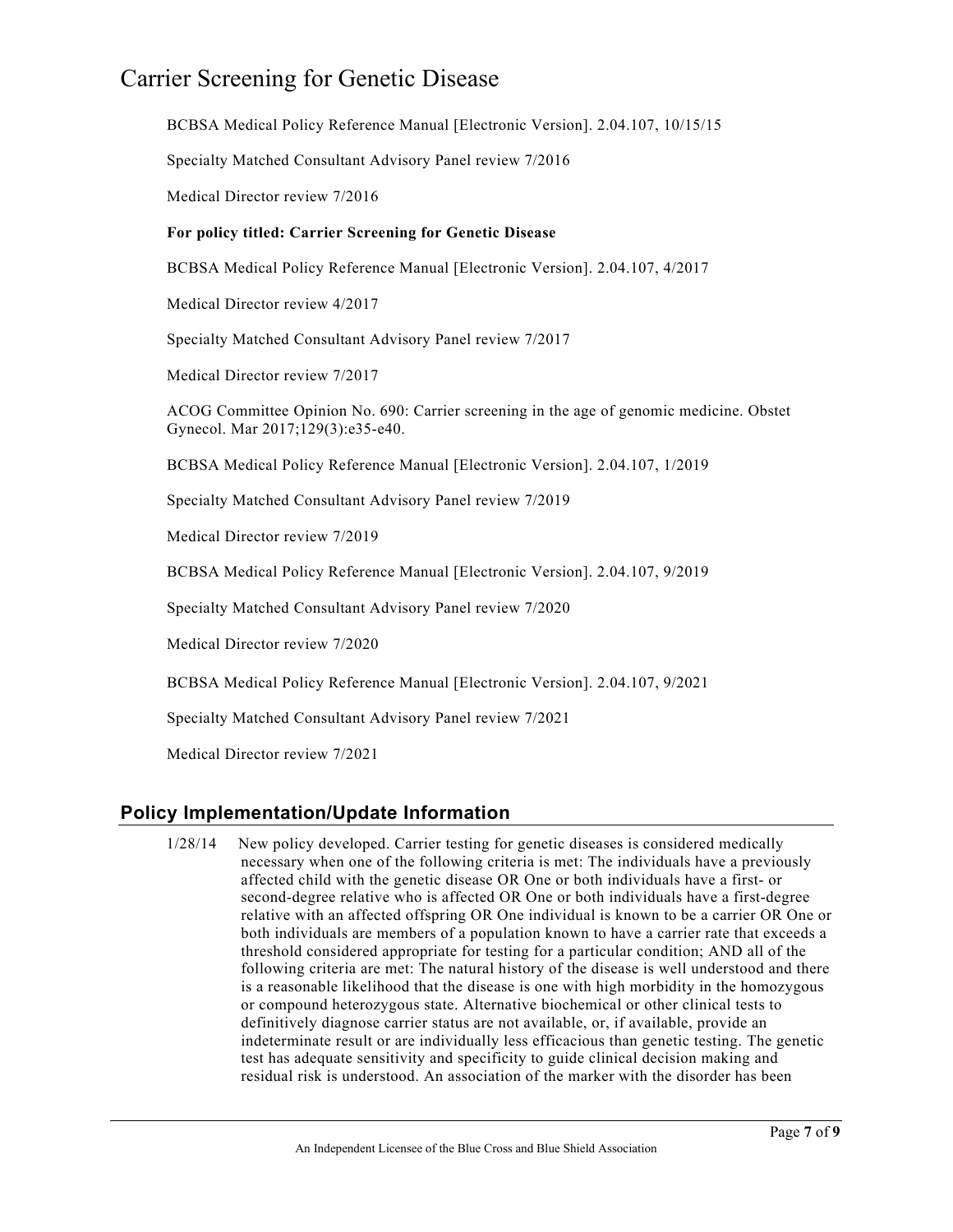BCBSA Medical Policy Reference Manual [Electronic Version]. 2.04.107, 10/15/15

Specialty Matched Consultant Advisory Panel review 7/2016

Medical Director review 7/2016

**For policy titled: Carrier Screening for Genetic Disease**

BCBSA Medical Policy Reference Manual [Electronic Version]. 2.04.107, 4/2017

Medical Director review 4/2017

Specialty Matched Consultant Advisory Panel review 7/2017

Medical Director review 7/2017

ACOG Committee Opinion No. 690: Carrier screening in the age of genomic medicine. Obstet Gynecol. Mar 2017;129(3):e35-e40.

BCBSA Medical Policy Reference Manual [Electronic Version]. 2.04.107, 1/2019

Specialty Matched Consultant Advisory Panel review 7/2019

Medical Director review 7/2019

BCBSA Medical Policy Reference Manual [Electronic Version]. 2.04.107, 9/2019

Specialty Matched Consultant Advisory Panel review 7/2020

Medical Director review 7/2020

BCBSA Medical Policy Reference Manual [Electronic Version]. 2.04.107, 9/2021

Specialty Matched Consultant Advisory Panel review 7/2021

Medical Director review 7/2021

## Policy Implementation/Update Information

1/28/14 New policy developed. Carrier testing for genetic diseases is considered medically necessary when one of the following criteria is met: The individuals have a previously affected child with the genetic disease OR One or both individuals have a first- or second-degree relative who is affected OR One or both individuals have a first-degree relative with an affected offspring OR One individual is known to be a carrier OR One or both individuals are members of a population known to have a carrier rate that exceeds a threshold considered appropriate for testing for a particular condition; AND all of the following criteria are met: The natural history of the disease is well understood and there is a reasonable likelihood that the disease is one with high morbidity in the homozygous or compound heterozygous state. Alternative biochemical or other clinical tests to definitively diagnose carrier status are not available, or, if available, provide an indeterminate result or are individually less efficacious than genetic testing. The genetic test has adequate sensitivity and specificity to guide clinical decision making and residual risk is understood. An association of the marker with the disorder has been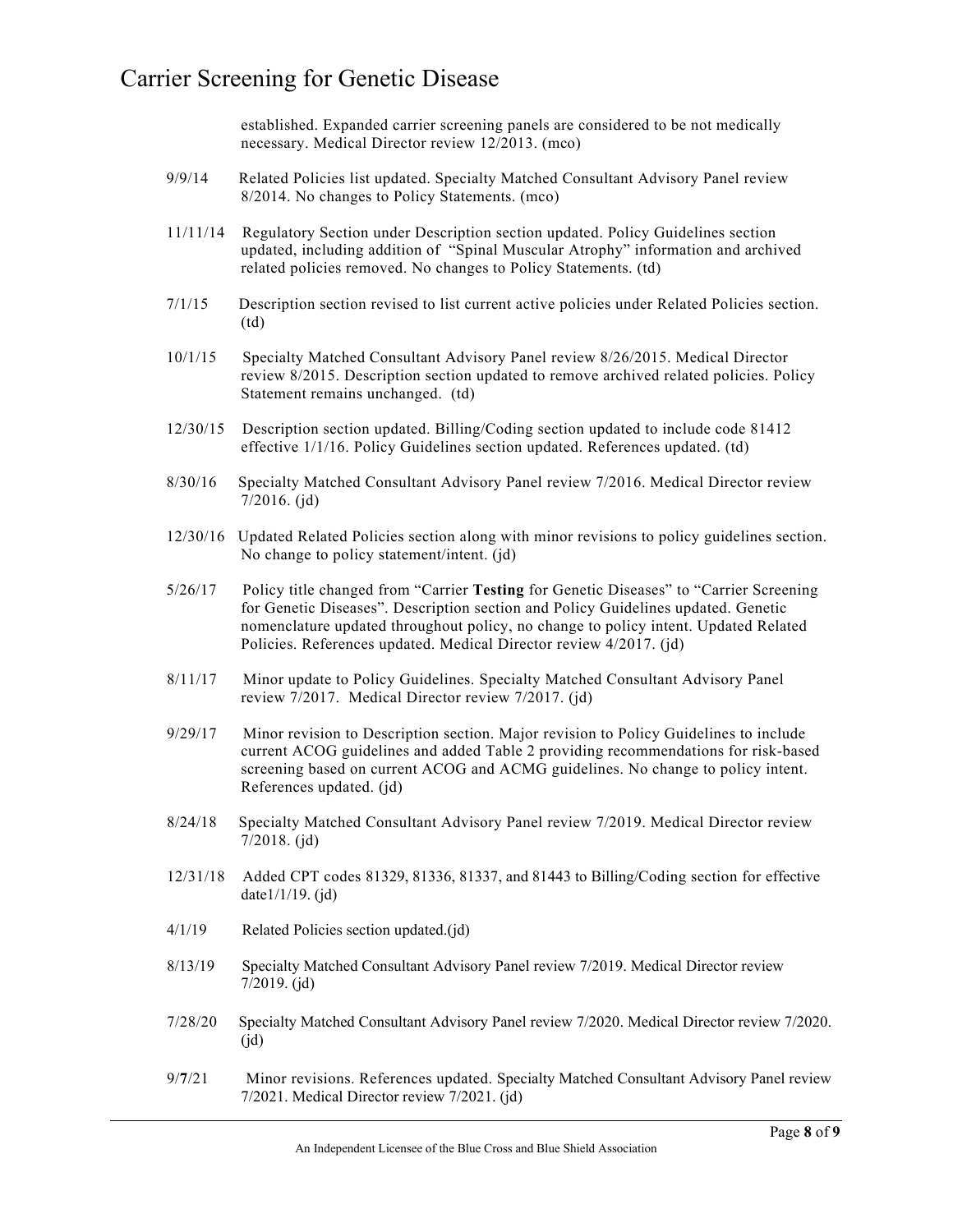established. Expanded carrier screening panels are considered to be not medically necessary. Medical Director review 12/2013. (mco)

9/9/14 Related Policies list updated. Specialty Matched Consultant Advisory Panel review 8/2014. No changes to Policy Statements. (mco)

11/11/14 Regulatory Section under Description section updated. Policy Guidelines section updated, including addition of "Spinal Muscular Atrophy" information and archived related policies removed. No changes to Policy Statements. (td)

7/1/15 Description section revised to list current active policies under Related Policies section. (td)

10/1/15 Specialty Matched Consultant Advisory Panel review 8/26/2015. Medical Director review 8/2015. Description section updated to remove archived related policies. Policy Statement remains unchanged. (td)

12/30/15 Description section updated. Billing/Coding section updated to include code 81412 effective 1/1/16. Policy Guidelines section updated. References updated. (td)

8/30/16 Specialty Matched Consultant Advisory Panel review 7/2016. Medical Director review 7/2016. (jd)

12/30/16 Updated Related Policies section along with minor revisions to policy guidelines section. No change to policy statement/intent. (jd)

5/26/17 Policy title changed from "Carrier **Testing** for Genetic Diseases" to "Carrier Screening for Genetic Diseases". Description section and Policy Guidelines updated. Genetic nomenclature updated throughout policy, no change to policy intent. Updated Related Policies. References updated. Medical Director review 4/2017. (jd)

8/11/17 Minor update to Policy Guidelines. Specialty Matched Consultant Advisory Panel review 7/2017. Medical Director review 7/2017. (jd)

9/29/17 Minor revision to Description section. Major revision to Policy Guidelines to include current ACOG guidelines and added Table 2 providing recommendations for risk-based screening based on current ACOG and ACMG guidelines. No change to policy intent. References updated. (jd)

8/24/18 Specialty Matched Consultant Advisory Panel review 7/2019. Medical Director review 7/2018. (jd)

12/31/18 Added CPT codes 81329, 81336, 81337, and 81443 to Billing/Coding section for effective date1/1/19. (jd)

4/1/19 Related Policies section updated.(jd)

8/13/19 Specialty Matched Consultant Advisory Panel review 7/2019. Medical Director review 7/2019. (jd)

7/28/20 Specialty Matched Consultant Advisory Panel review 7/2020. Medical Director review 7/2020. (jd)

9/**7**/21 Minor revisions. References updated. Specialty Matched Consultant Advisory Panel review 7/2021. Medical Director review 7/2021. (jd)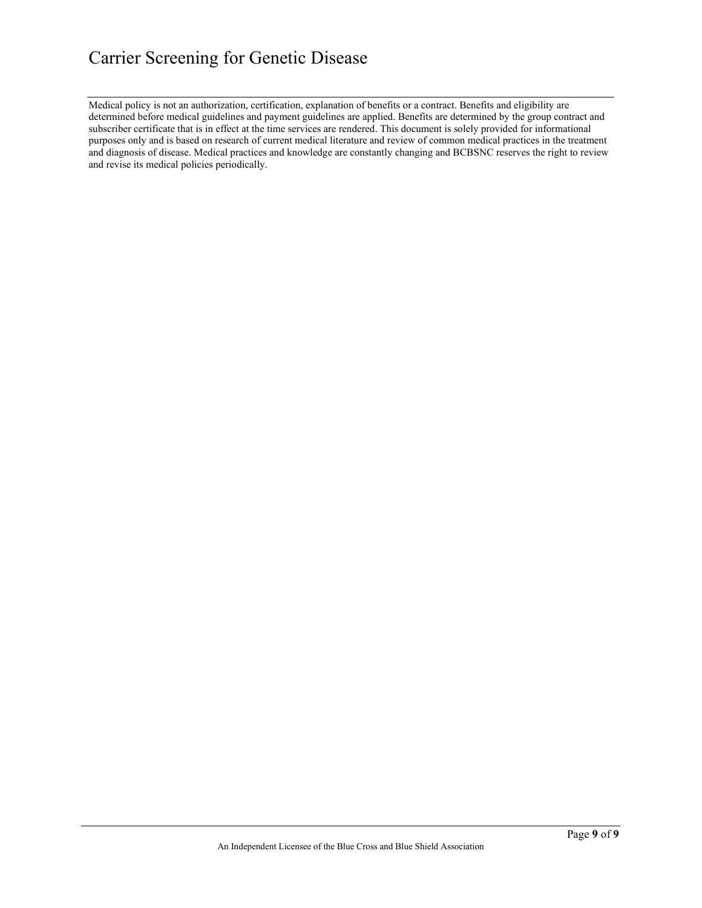Medical policy is not an authorization, certification, explanation of benefits or a contract. Benefits and eligibility are determined before medical guidelines and payment guidelines are applied. Benefits are determined by the group contract and subscriber certificate that is in effect at the time services are rendered. This document is solely provided for informational purposes only and is based on research of current medical literature and review of common medical practices in the treatment and diagnosis of disease. Medical practices and knowledge are constantly changing and BCBSNC reserves the right to review and revise its medical policies periodically.